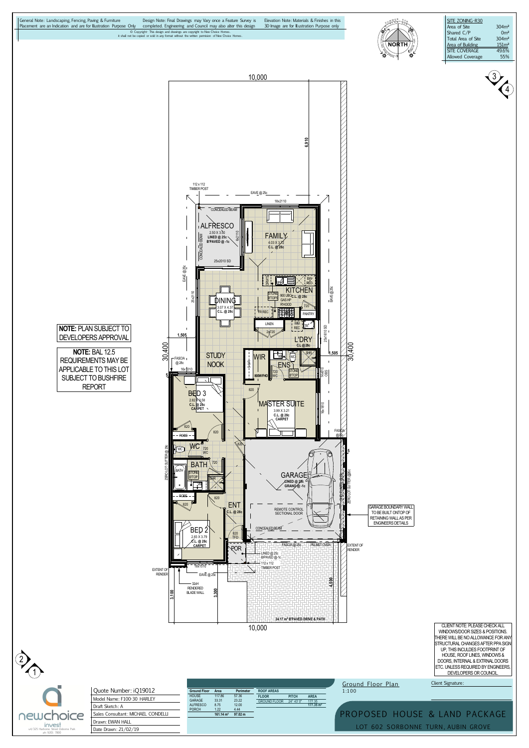General Note: Landscaping, Fencing, Paving & Furniture Placement are an Indication and are for Illustration Purpose Only

Design Note: Final Drawings may Vary once a Feature Survey is completed. Engineering and Council may also alter this design

Elevation Note: Materials & Finishes in this 3D Image are for Illustration Purpose only

© Copyright- This design and drawings are copyright to New Choice Homes. it shall not be copied or sold in any format without the written permission of New Choice Homes.

| SITE ZONING-R30 | |
|---|---|
| Area of Site | 304m² |
| Shared C/P | 0m² |
| Total Area of Site | 304m² |
| Area of Building | 151m² |
| SITE COVERAGE | 49.6% |
| Allowed Coverage | 55% |

**NOTE:** PLAN SUBJECT TO DEVELOPERS APPROVAL

**NOTE:** BAL 12.5 REQUIREMENTS MAY BE APPLICABLE TO THIS LOT SUBJECT TO BUSHFIRE REPORT

GARAGE BOUNDARY WALL TO BE BUILT ONTOP OF RETAINING WALL AS PER ENGINEERS DETAILS

CLIENT NOTE: PLEASE CHECK ALL WINDOWS/DOOR SIZES & POSITIONS. THERE WILL BE NO ALLOWANCE FOR ANY STRUCTURAL CHANGES AFTER PPA SIGN UP, THIS INCLUDES FOOTPRINT OF HOUSE, ROOF LINES, WINDOWS & DOORS, INTERNAL & EXTRNAL DOORS ETC. UNLESS REQUIRED BY ENGINEERS, DEVELOPERS OR COUNCIL.

| Ground Floor | Area | Perimeter |
|---|---|---|
| HOUSE | 117.86 | 57.36 |
| GARAGE | 33.31 | 23.22 |
| ALFRESCO | 8.75 | 12.00 |
| PORCH | 1.22 | 4.44 |
| | 161.14 m² | 97.02 m |

| ROOF AREAS | | |
|---|---|---|
| FLOOR | PITCH | AREA |
| GROUND FLOOR | 24° 43' 0" | 177.35 |
| | | 177.35 m² |

Quote Number: iQ19012
Model Name: F100-30 HARLEY
Draft Sketch: A
Sales Consultant: MICHAEL CONDELLI
Drawn: EWAN HALL
Date Drawn: 21/02/19

Ground Floor Plan 1:100

Client Signature:

PROPOSED HOUSE & LAND PACKAGE
LOT 602 SORBONNE TURN, AUBIN GROVE

newchoice invest
u4/325 Hasborne Street Osborne Park ph: 9201 7800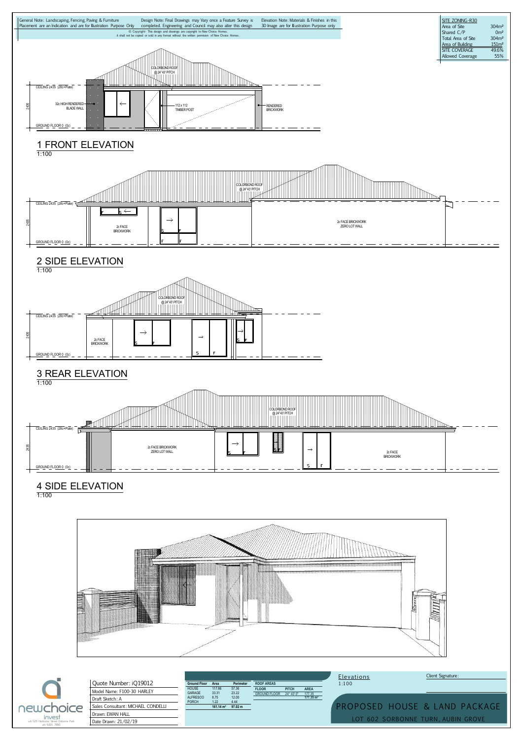General Note: Landscaping, Fencing, Paving & Furniture Placement are an Indication and are for Illustration Purpose Only

Design Note: Final Drawings may Vary once a Feature Survey is completed. Engineering and Council may also alter this design

Elevation Note: Materials & Finishes in this 3D Image are for Illustration Purpose only

© Copyright- This design and drawings are copyright to New Choice Homes. it shall not be copied or sold in any format without the written permission of New Choice Homes.

| SITE ZONING-R30 | |
|---|---|
| Area of Site | 304m² |
| Shared C/P | 0m² |
| Total Area of Site | 304m² |
| Area of Building | 151m² |
| SITE COVERAGE | 49.6% |
| Allowed Coverage | 55% |

COLORBOND ROOF @ 24°43' PITCH

CEILING 2435 (28c+Plate)

2435

32c HIGH RENDERED BLADE WALL

112 x 112 TIMBER POST

RENDERED BRICKWORK

GROUND FLOOR 0 (0c)

## 1 FRONT ELEVATION

1:100

COLORBOND ROOF @ 24°43' PITCH

CEILING 2435 (28c+Plate)

2c FACE BRICKWORK

2c FACE BRICKWORK ZERO LOT WALL

GROUND FLOOR 0 (0c)

## 2 SIDE ELEVATION

1:100

COLORBOND ROOF @ 24°43' PITCH

CEILING 2435 (28c+Plate)

2c FACE BRICKWORK

GROUND FLOOR 0 (0c)

## 3 REAR ELEVATION

1:100

COLORBOND ROOF @ 24°43' PITCH

CEILING 2435 (28c+Plate)

2c FACE BRICKWORK ZERO LOT WALL

2c FACE BRICKWORK

GROUND FLOOR 0 (0c)

## 4 SIDE ELEVATION

1:100

newchoice invest

u4/325 Harborne Street Osborne Park ph: 9201 7800

Quote Number: iQ19012

Model Name: F100-30 HARLEY

Draft Sketch: A

Sales Consultant: MICHAEL CONDELLI

Drawn: EWAN HALL

Date Drawn: 21/02/19

| Ground Floor | Area | Perimeter |
|---|---|---|
| HOUSE | 117.86 | 57.36 |
| GARAGE | 33.31 | 23.22 |
| ALFRESCO | 8.75 | 12.00 |
| PORCH | 1.22 | 4.44 |
| | 161.14 m² | 97.02 m |

| ROOF AREAS | | |
|---|---|---|
| FLOOR | PITCH | AREA |
| GROUND FLOOR | 24° 43' 0" | 177.35 |
| | | 177.35 m² |

Elevations

1:100

Client Signature:

PROPOSED HOUSE & LAND PACKAGE

LOT 602 SORBONNE TURN, AUBIN GROVE